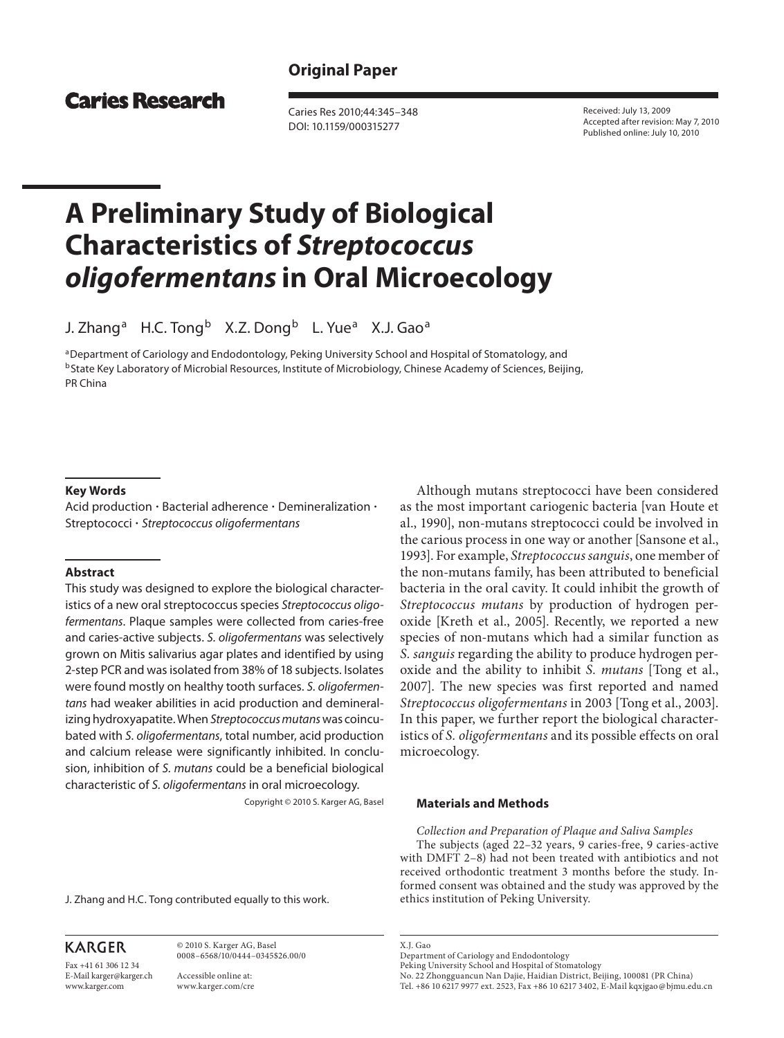**Original Paper**

**Caries Research**

Received: July 13, 2009
Accepted after revision: May 7, 2010
Published online: July 10, 2010

# A Preliminary Study of Biological Characteristics of *Streptococcus oligofermentans* in Oral Microecology

J. Zhang[a] H.C. Tong[b] X.Z. Dong[b] L. Yue[a] X.J. Gao[a]

[a]Department of Cariology and Endodontology, Peking University School and Hospital of Stomatology, and [b]State Key Laboratory of Microbial Resources, Institute of Microbiology, Chinese Academy of Sciences, Beijing, PR China

**Key Words**

Acid production · Bacterial adherence · Demineralization · Streptococci · *Streptococcus oligofermentans*

**Abstract**

This study was designed to explore the biological characteristics of a new oral streptococcus species *Streptococcus oligofermentans*. Plaque samples were collected from caries-free and caries-active subjects. *S. oligofermentans* was selectively grown on Mitis salivarius agar plates and identified by using 2-step PCR and was isolated from 38% of 18 subjects. Isolates were found mostly on healthy tooth surfaces. *S. oligofermentans* had weaker abilities in acid production and demineralizing hydroxyapatite. When *Streptococcus mutans* was coincubated with *S. oligofermentans*, total number, acid production and calcium release were significantly inhibited. In conclusion, inhibition of *S. mutans* could be a beneficial biological characteristic of *S. oligofermentans* in oral microecology.

Copyright © 2010 S. Karger AG, Basel

J. Zhang and H.C. Tong contributed equally to this work.

Although mutans streptococci have been considered as the most important cariogenic bacteria [van Houte et al., 1990], non-mutans streptococci could be involved in the carious process in one way or another [Sansone et al., 1993]. For example, *Streptococcus sanguis*, one member of the non-mutans family, has been attributed to beneficial bacteria in the oral cavity. It could inhibit the growth of *Streptococcus mutans* by production of hydrogen peroxide [Kreth et al., 2005]. Recently, we reported a new species of non-mutans which had a similar function as *S. sanguis* regarding the ability to produce hydrogen peroxide and the ability to inhibit *S. mutans* [Tong et al., 2007]. The new species was first reported and named *Streptococcus oligofermentans* in 2003 [Tong et al., 2003]. In this paper, we further report the biological characteristics of *S. oligofermentans* and its possible effects on oral microecology.

## Materials and Methods

*Collection and Preparation of Plaque and Saliva Samples*

The subjects (aged 22–32 years, 9 caries-free, 9 caries-active with DMFT 2–8) had not been treated with antibiotics and not received orthodontic treatment 3 months before the study. Informed consent was obtained and the study was approved by the ethics institution of Peking University.

X.J. Gao
Department of Cariology and Endodontology
Peking University School and Hospital of Stomatology
No. 22 Zhongguancun Nan Dajie, Haidian District, Beijing, 100081 (PR China)
Tel. +86 10 6217 9977 ext. 2523, Fax +86 10 6217 3402, E-Mail kqxjgao@bjmu.edu.cn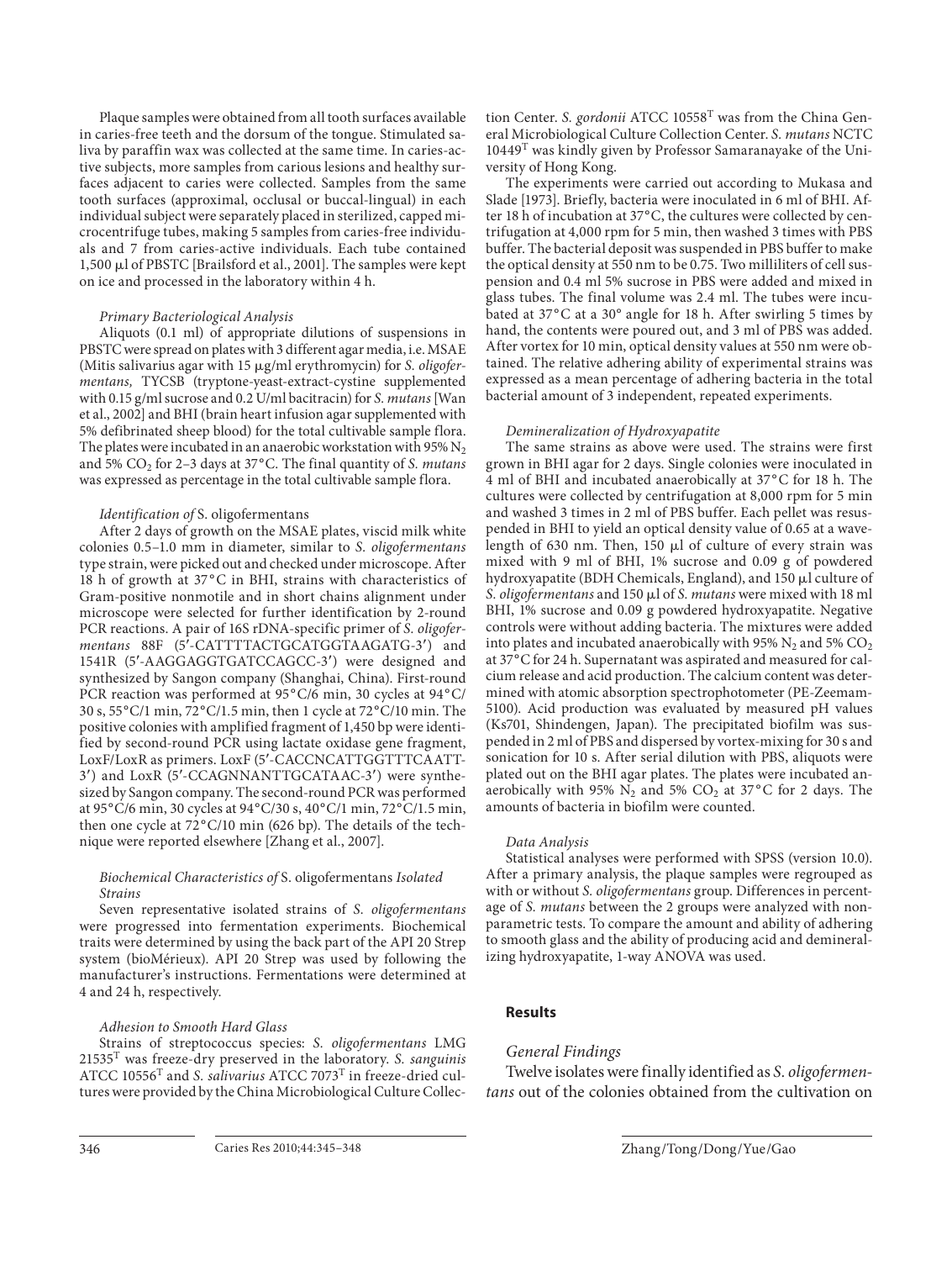Plaque samples were obtained from all tooth surfaces available in caries-free teeth and the dorsum of the tongue. Stimulated saliva by paraffin wax was collected at the same time. In caries-active subjects, more samples from carious lesions and healthy surfaces adjacent to caries were collected. Samples from the same tooth surfaces (approximal, occlusal or buccal-lingual) in each individual subject were separately placed in sterilized, capped microcentrifuge tubes, making 5 samples from caries-free individuals and 7 from caries-active individuals. Each tube contained 1,500 μl of PBSTC [Brailsford et al., 2001]. The samples were kept on ice and processed in the laboratory within 4 h.

*Primary Bacteriological Analysis*

Aliquots (0.1 ml) of appropriate dilutions of suspensions in PBSTC were spread on plates with 3 different agar media, i.e. MSAE (Mitis salivarius agar with 15 μg/ml erythromycin) for *S. oligofermentans,* TYCSB (tryptone-yeast-extract-cystine supplemented with 0.15 g/ml sucrose and 0.2 U/ml bacitracin) for *S. mutans* [Wan et al., 2002] and BHI (brain heart infusion agar supplemented with 5% defibrinated sheep blood) for the total cultivable sample flora. The plates were incubated in an anaerobic workstation with 95% $N_2$ and 5% $CO_2$ for 2–3 days at 37°C. The final quantity of *S. mutans* was expressed as percentage in the total cultivable sample flora.

*Identification of* S. oligofermentans

After 2 days of growth on the MSAE plates, viscid milk white colonies 0.5–1.0 mm in diameter, similar to *S. oligofermentans* type strain, were picked out and checked under microscope. After 18 h of growth at 37°C in BHI, strains with characteristics of Gram-positive nonmotile and in short chains alignment under microscope were selected for further identification by 2-round PCR reactions. A pair of 16S rDNA-specific primer of *S. oligofermentans* 88F (5′-CATTTTACTGCATGGTAAGATG-3′) and 1541R (5′-AAGGAGGTGATCCAGCC-3′) were designed and synthesized by Sangon company (Shanghai, China). First-round PCR reaction was performed at 95°C/6 min, 30 cycles at 94°C/30 s, 55°C/1 min, 72°C/1.5 min, then 1 cycle at 72°C/10 min. The positive colonies with amplified fragment of 1,450 bp were identified by second-round PCR using lactate oxidase gene fragment, LoxF/LoxR as primers. LoxF (5′-CACCNCATTGGTTTCAATT-3′) and LoxR (5′-CCAGNNANTTGCATAAC-3′) were synthesized by Sangon company. The second-round PCR was performed at 95°C/6 min, 30 cycles at 94°C/30 s, 40°C/1 min, 72°C/1.5 min, then one cycle at 72°C/10 min (626 bp). The details of the technique were reported elsewhere [Zhang et al., 2007].

*Biochemical Characteristics of* S. oligofermentans *Isolated Strains*

Seven representative isolated strains of *S. oligofermentans* were progressed into fermentation experiments. Biochemical traits were determined by using the back part of the API 20 Strep system (bioMérieux). API 20 Strep was used by following the manufacturer's instructions. Fermentations were determined at 4 and 24 h, respectively.

*Adhesion to Smooth Hard Glass*

Strains of streptococcus species: *S. oligofermentans* LMG 21535$^T$ was freeze-dry preserved in the laboratory. *S. sanguinis* ATCC 10556$^T$ and *S. salivarius* ATCC 7073$^T$ in freeze-dried cultures were provided by the China Microbiological Culture Collection Center. *S. gordonii* ATCC 10558$^T$ was from the China General Microbiological Culture Collection Center. *S. mutans* NCTC 10449$^T$ was kindly given by Professor Samaranayake of the University of Hong Kong.

The experiments were carried out according to Mukasa and Slade [1973]. Briefly, bacteria were inoculated in 6 ml of BHI. After 18 h of incubation at 37°C, the cultures were collected by centrifugation at 4,000 rpm for 5 min, then washed 3 times with PBS buffer. The bacterial deposit was suspended in PBS buffer to make the optical density at 550 nm to be 0.75. Two milliliters of cell suspension and 0.4 ml 5% sucrose in PBS were added and mixed in glass tubes. The final volume was 2.4 ml. The tubes were incubated at 37°C at a 30° angle for 18 h. After swirling 5 times by hand, the contents were poured out, and 3 ml of PBS was added. After vortex for 10 min, optical density values at 550 nm were obtained. The relative adhering ability of experimental strains was expressed as a mean percentage of adhering bacteria in the total bacterial amount of 3 independent, repeated experiments.

*Demineralization of Hydroxyapatite*

The same strains as above were used. The strains were first grown in BHI agar for 2 days. Single colonies were inoculated in 4 ml of BHI and incubated anaerobically at 37°C for 18 h. The cultures were collected by centrifugation at 8,000 rpm for 5 min and washed 3 times in 2 ml of PBS buffer. Each pellet was resuspended in BHI to yield an optical density value of 0.65 at a wavelength of 630 nm. Then, 150 μl of culture of every strain was mixed with 9 ml of BHI, 1% sucrose and 0.09 g of powdered hydroxyapatite (BDH Chemicals, England), and 150 μl culture of *S. oligofermentans* and 150 μl of *S. mutans* were mixed with 18 ml BHI, 1% sucrose and 0.09 g powdered hydroxyapatite. Negative controls were without adding bacteria. The mixtures were added into plates and incubated anaerobically with 95% $N_2$ and 5% $CO_2$ at 37°C for 24 h. Supernatant was aspirated and measured for calcium release and acid production. The calcium content was determined with atomic absorption spectrophotometer (PE-Zeemam-5100). Acid production was evaluated by measured pH values (Ks701, Shindengen, Japan). The precipitated biofilm was suspended in 2 ml of PBS and dispersed by vortex-mixing for 30 s and sonication for 10 s. After serial dilution with PBS, aliquots were plated out on the BHI agar plates. The plates were incubated anaerobically with 95% $N_2$ and 5% $CO_2$ at 37°C for 2 days. The amounts of bacteria in biofilm were counted.

*Data Analysis*

Statistical analyses were performed with SPSS (version 10.0). After a primary analysis, the plaque samples were regrouped as with or without *S. oligofermentans* group. Differences in percentage of *S. mutans* between the 2 groups were analyzed with nonparametric tests. To compare the amount and ability of adhering to smooth glass and the ability of producing acid and demineralizing hydroxyapatite, 1-way ANOVA was used.

## Results

*General Findings*

Twelve isolates were finally identified as *S. oligofermentans* out of the colonies obtained from the cultivation on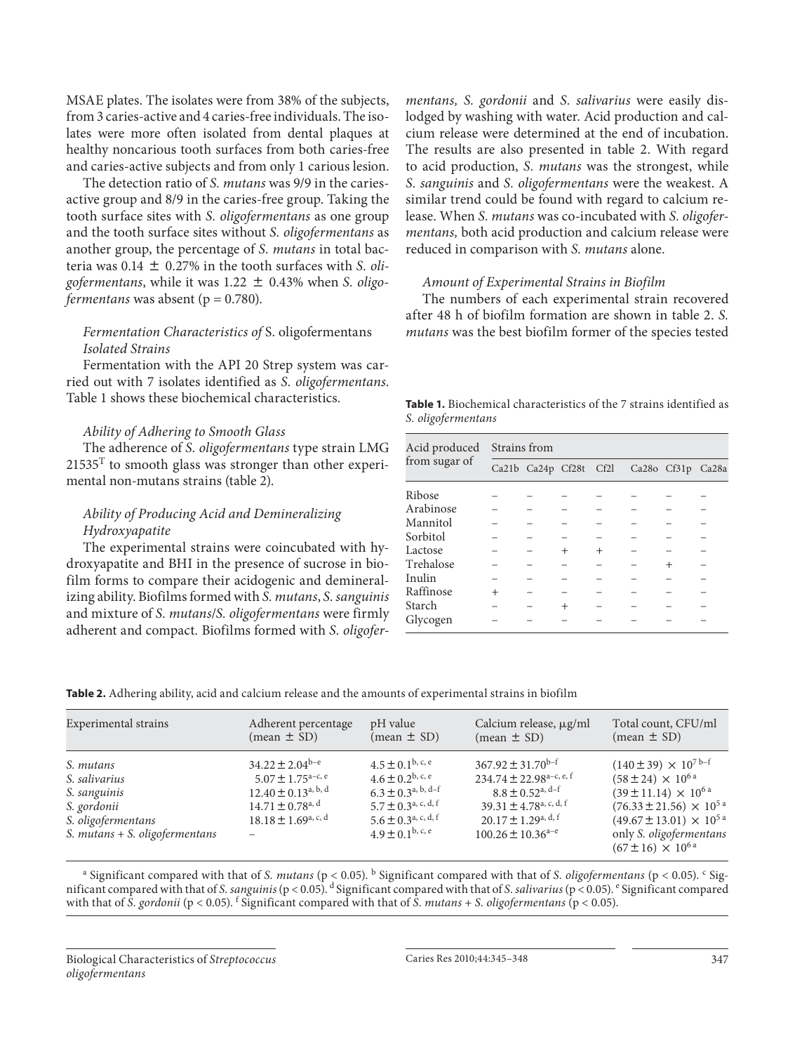MSAE plates. The isolates were from 38% of the subjects, from 3 caries-active and 4 caries-free individuals. The isolates were more often isolated from dental plaques at healthy noncarious tooth surfaces from both caries-free and caries-active subjects and from only 1 carious lesion.

The detection ratio of *S. mutans* was 9/9 in the caries-active group and 8/9 in the caries-free group. Taking the tooth surface sites with *S. oligofermentans* as one group and the tooth surface sites without *S. oligofermentans* as another group, the percentage of *S. mutans* in total bacteria was 0.14 ± 0.27% in the tooth surfaces with *S. oligofermentans*, while it was 1.22 ± 0.43% when *S. oligofermentans* was absent ($p = 0.780$).

### *Fermentation Characteristics of* S. oligofermentans *Isolated Strains*

Fermentation with the API 20 Strep system was carried out with 7 isolates identified as *S. oligofermentans*. Table 1 shows these biochemical characteristics.

### *Ability of Adhering to Smooth Glass*

The adherence of *S. oligofermentans* type strain LMG 21535$^{T}$ to smooth glass was stronger than other experimental non-mutans strains (table 2).

### *Ability of Producing Acid and Demineralizing Hydroxyapatite*

The experimental strains were coincubated with hydroxyapatite and BHI in the presence of sucrose in biofilm forms to compare their acidogenic and demineralizing ability. Biofilms formed with *S. mutans*, *S. sanguinis* and mixture of *S. mutans*/*S. oligofermentans* were firmly adherent and compact. Biofilms formed with *S. oligofermentans, S. gordonii* and *S. salivarius* were easily dislodged by washing with water. Acid production and calcium release were determined at the end of incubation. The results are also presented in table 2. With regard to acid production, *S. mutans* was the strongest, while *S. sanguinis* and *S. oligofermentans* were the weakest. A similar trend could be found with regard to calcium release. When *S. mutans* was co-incubated with *S. oligofermentans,* both acid production and calcium release were reduced in comparison with *S. mutans* alone.

### *Amount of Experimental Strains in Biofilm*

The numbers of each experimental strain recovered after 48 h of biofilm formation are shown in table 2. *S. mutans* was the best biofilm former of the species tested

**Table 1.** Biochemical characteristics of the 7 strains identified as *S. oligofermentans*

| Acid produced from sugar of | Strains from | | | | | | |
|---|---|---|---|---|---|---|---|
| | Ca21b | Ca24p | Cf28t | Cf2l | Ca28o | Cf31p | Ca28a |
| Ribose | – | – | – | – | – | – | – |
| Arabinose | – | – | – | – | – | – | – |
| Mannitol | – | – | – | – | – | – | – |
| Sorbitol | – | – | – | – | – | – | – |
| Lactose | – | – | + | + | – | – | – |
| Trehalose | – | – | – | – | – | + | – |
| Inulin | – | – | – | – | – | – | – |
| Raffinose | + | – | – | – | – | – | – |
| Starch | – | – | + | – | – | – | – |
| Glycogen | – | – | – | – | – | – | – |

**Table 2.** Adhering ability, acid and calcium release and the amounts of experimental strains in biofilm

| Experimental strains | Adherent percentage (mean ± SD) | pH value (mean ± SD) | Calcium release, μg/ml (mean ± SD) | Total count, CFU/ml (mean ± SD) |
|---|---|---|---|---|
| *S. mutans* | $34.22 \pm 2.04^{b–e}$ | $4.5 \pm 0.1^{b, c, e}$ | $367.92 \pm 31.70^{b–f}$ | $(140 \pm 39) \times 10^{7\ b–f}$ |
| *S. salivarius* | $5.07 \pm 1.75^{a–c, e}$ | $4.6 \pm 0.2^{b, c, e}$ | $234.74 \pm 22.98^{a–c, e, f}$ | $(58 \pm 24) \times 10^{6\ a}$ |
| *S. sanguinis* | $12.40 \pm 0.13^{a, b, d}$ | $6.3 \pm 0.3^{a, b, d–f}$ | $8.8 \pm 0.52^{a, d–f}$ | $(39 \pm 11.14) \times 10^{6\ a}$ |
| *S. gordonii* | $14.71 \pm 0.78^{a, d}$ | $5.7 \pm 0.3^{a, c, d, f}$ | $39.31 \pm 4.78^{a, c, d, f}$ | $(76.33 \pm 21.56) \times 10^{5\ a}$ |
| *S. oligofermentans* | $18.18 \pm 1.69^{a, c, d}$ | $5.6 \pm 0.3^{a, c, d, f}$ | $20.17 \pm 1.29^{a, d, f}$ | $(49.67 \pm 13.01) \times 10^{5\ a}$ |
| *S. mutans + S. oligofermentans* | – | $4.9 \pm 0.1^{b, c, e}$ | $100.26 \pm 10.36^{a–e}$ | only *S. oligofermentans* $(67 \pm 16) \times 10^{6\ a}$ |

[a] Significant compared with that of *S. mutans* ($p < 0.05$). [b] Significant compared with that of *S. oligofermentans* ($p < 0.05$). [c] Significant compared with that of *S. sanguinis* ($p < 0.05$). [d] Significant compared with that of *S. salivarius* ($p < 0.05$). [e] Significant compared with that of *S. gordonii* ($p < 0.05$). [f] Significant compared with that of *S. mutans + S. oligofermentans* ($p < 0.05$).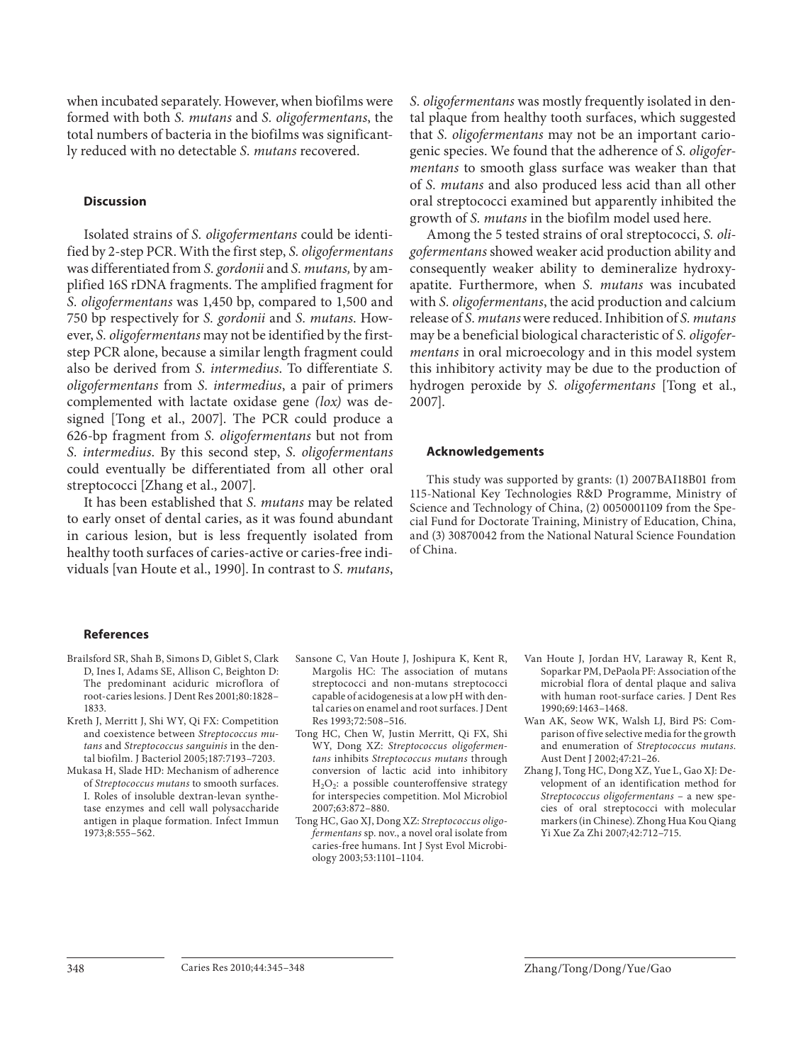when incubated separately. However, when biofilms were formed with both *S. mutans* and *S. oligofermentans*, the total numbers of bacteria in the biofilms was significantly reduced with no detectable *S. mutans* recovered.

## Discussion

Isolated strains of *S. oligofermentans* could be identified by 2-step PCR. With the first step, *S. oligofermentans* was differentiated from *S. gordonii* and *S. mutans,* by amplified 16S rDNA fragments. The amplified fragment for *S. oligofermentans* was 1,450 bp, compared to 1,500 and 750 bp respectively for *S. gordonii* and *S. mutans*. However, *S. oligofermentans* may not be identified by the first-step PCR alone, because a similar length fragment could also be derived from *S. intermedius*. To differentiate *S. oligofermentans* from *S. intermedius*, a pair of primers complemented with lactate oxidase gene *(lox)* was designed [Tong et al., 2007]. The PCR could produce a 626-bp fragment from *S. oligofermentans* but not from *S. intermedius*. By this second step, *S. oligofermentans* could eventually be differentiated from all other oral streptococci [Zhang et al., 2007].

It has been established that *S. mutans* may be related to early onset of dental caries, as it was found abundant in carious lesion, but is less frequently isolated from healthy tooth surfaces of caries-active or caries-free individuals [van Houte et al., 1990]. In contrast to *S. mutans*, *S. oligofermentans* was mostly frequently isolated in dental plaque from healthy tooth surfaces, which suggested that *S. oligofermentans* may not be an important cariogenic species. We found that the adherence of *S. oligofermentans* to smooth glass surface was weaker than that of *S. mutans* and also produced less acid than all other oral streptococci examined but apparently inhibited the growth of *S. mutans* in the biofilm model used here.

Among the 5 tested strains of oral streptococci, *S. oligofermentans* showed weaker acid production ability and consequently weaker ability to demineralize hydroxyapatite. Furthermore, when *S. mutans* was incubated with *S. oligofermentans*, the acid production and calcium release of *S. mutans* were reduced. Inhibition of *S. mutans* may be a beneficial biological characteristic of *S. oligofermentans* in oral microecology and in this model system this inhibitory activity may be due to the production of hydrogen peroxide by *S. oligofermentans* [Tong et al., 2007].

## Acknowledgements

This study was supported by grants: (1) 2007BAI18B01 from 115-National Key Technologies R&D Programme, Ministry of Science and Technology of China, (2) 0050001109 from the Special Fund for Doctorate Training, Ministry of Education, China, and (3) 30870042 from the National Natural Science Foundation of China.

## References

Brailsford SR, Shah B, Simons D, Giblet S, Clark D, Ines I, Adams SE, Allison C, Beighton D: The predominant aciduric microflora of root-caries lesions. J Dent Res 2001;80:1828–1833.

Kreth J, Merritt J, Shi WY, Qi FX: Competition and coexistence between *Streptococcus mutans* and *Streptococcus sanguinis* in the dental biofilm. J Bacteriol 2005;187:7193–7203.

Mukasa H, Slade HD: Mechanism of adherence of *Streptococcus mutans* to smooth surfaces. I. Roles of insoluble dextran-levan synthetase enzymes and cell wall polysaccharide antigen in plaque formation. Infect Immun 1973;8:555–562.

Sansone C, Van Houte J, Joshipura K, Kent R, Margolis HC: The association of mutans streptococci and non-mutans streptococci capable of acidogenesis at a low pH with dental caries on enamel and root surfaces. J Dent Res 1993;72:508–516.

Tong HC, Chen W, Justin Merritt, Qi FX, Shi WY, Dong XZ: *Streptococcus oligofermentans* inhibits *Streptococcus mutans* through conversion of lactic acid into inhibitory $H_2O_2$: a possible counteroffensive strategy for interspecies competition. Mol Microbiol 2007;63:872–880.

Tong HC, Gao XJ, Dong XZ: *Streptococcus oligofermentans* sp. nov., a novel oral isolate from caries-free humans. Int J Syst Evol Microbiology 2003;53:1101–1104.

Van Houte J, Jordan HV, Laraway R, Kent R, Soparkar PM, DePaola PF: Association of the microbial flora of dental plaque and saliva with human root-surface caries. J Dent Res 1990;69:1463–1468.

Wan AK, Seow WK, Walsh LJ, Bird PS: Comparison of five selective media for the growth and enumeration of *Streptococcus mutans*. Aust Dent J 2002;47:21–26.

Zhang J, Tong HC, Dong XZ, Yue L, Gao XJ: Development of an identification method for *Streptococcus oligofermentans* – a new species of oral streptococci with molecular markers (in Chinese). Zhong Hua Kou Qiang Yi Xue Za Zhi 2007;42:712–715.